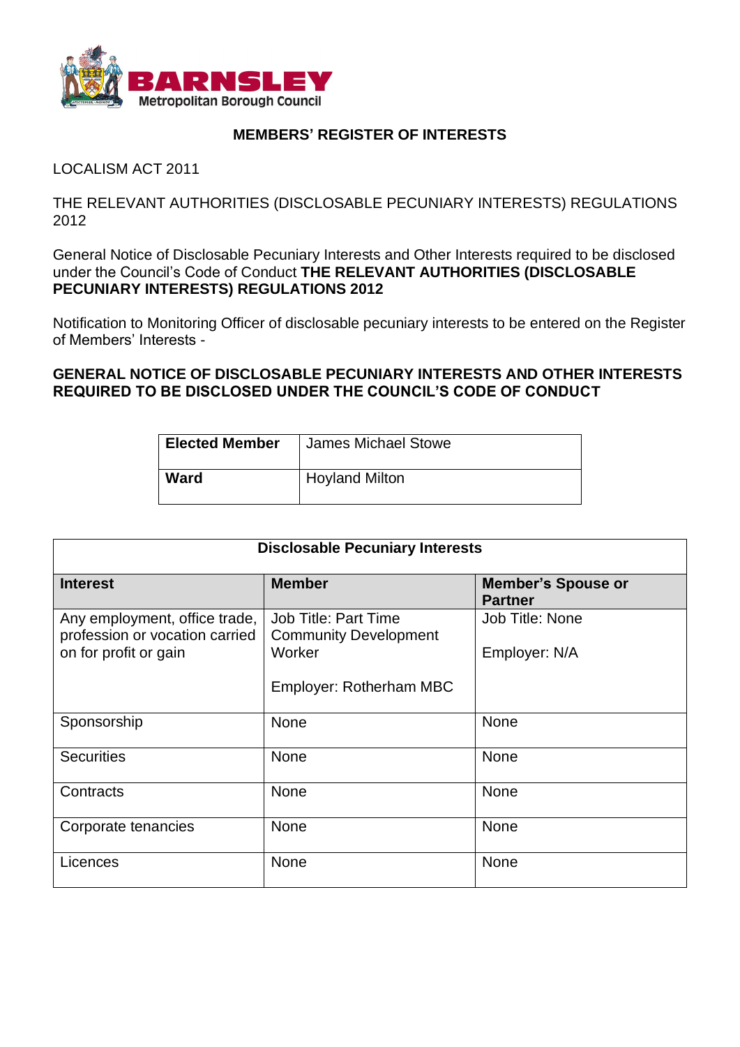BARNSLEY
Metropolitan Borough Council

## MEMBERS' REGISTER OF INTERESTS

LOCALISM ACT 2011

THE RELEVANT AUTHORITIES (DISCLOSABLE PECUNIARY INTERESTS) REGULATIONS 2012

General Notice of Disclosable Pecuniary Interests and Other Interests required to be disclosed under the Council's Code of Conduct **THE RELEVANT AUTHORITIES (DISCLOSABLE PECUNIARY INTERESTS) REGULATIONS 2012**

Notification to Monitoring Officer of disclosable pecuniary interests to be entered on the Register of Members' Interests -

**GENERAL NOTICE OF DISCLOSABLE PECUNIARY INTERESTS AND OTHER INTERESTS REQUIRED TO BE DISCLOSED UNDER THE COUNCIL'S CODE OF CONDUCT**

| **Elected Member** | James Michael Stowe |
|---|---|
| **Ward** | Hoyland Milton |

| **Disclosable Pecuniary Interests** | | |
|---|---|---|
| **Interest** | **Member** | **Member's Spouse or Partner** |
| Any employment, office trade, profession or vocation carried on for profit or gain | Job Title: Part Time Community Development Worker<br><br>Employer: Rotherham MBC | Job Title: None<br><br>Employer: N/A |
| Sponsorship | None | None |
| Securities | None | None |
| Contracts | None | None |
| Corporate tenancies | None | None |
| Licences | None | None |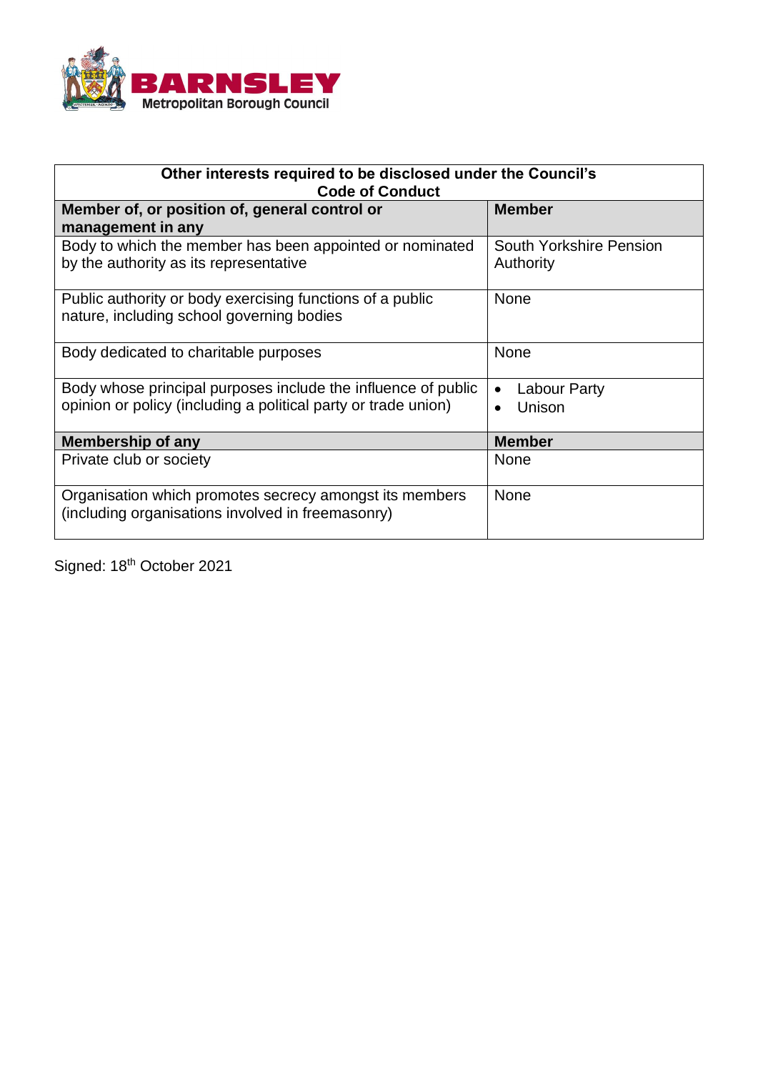| Other interests required to be disclosed under the Council's Code of Conduct | |
|---|---|
| **Member of, or position of, general control or management in any** | **Member** |
| Body to which the member has been appointed or nominated by the authority as its representative | South Yorkshire Pension Authority |
| Public authority or body exercising functions of a public nature, including school governing bodies | None |
| Body dedicated to charitable purposes | None |
| Body whose principal purposes include the influence of public opinion or policy (including a political party or trade union) | • Labour Party<br>• Unison |
| **Membership of any** | **Member** |
| Private club or society | None |
| Organisation which promotes secrecy amongst its members (including organisations involved in freemasonry) | None |

Signed: 18th October 2021